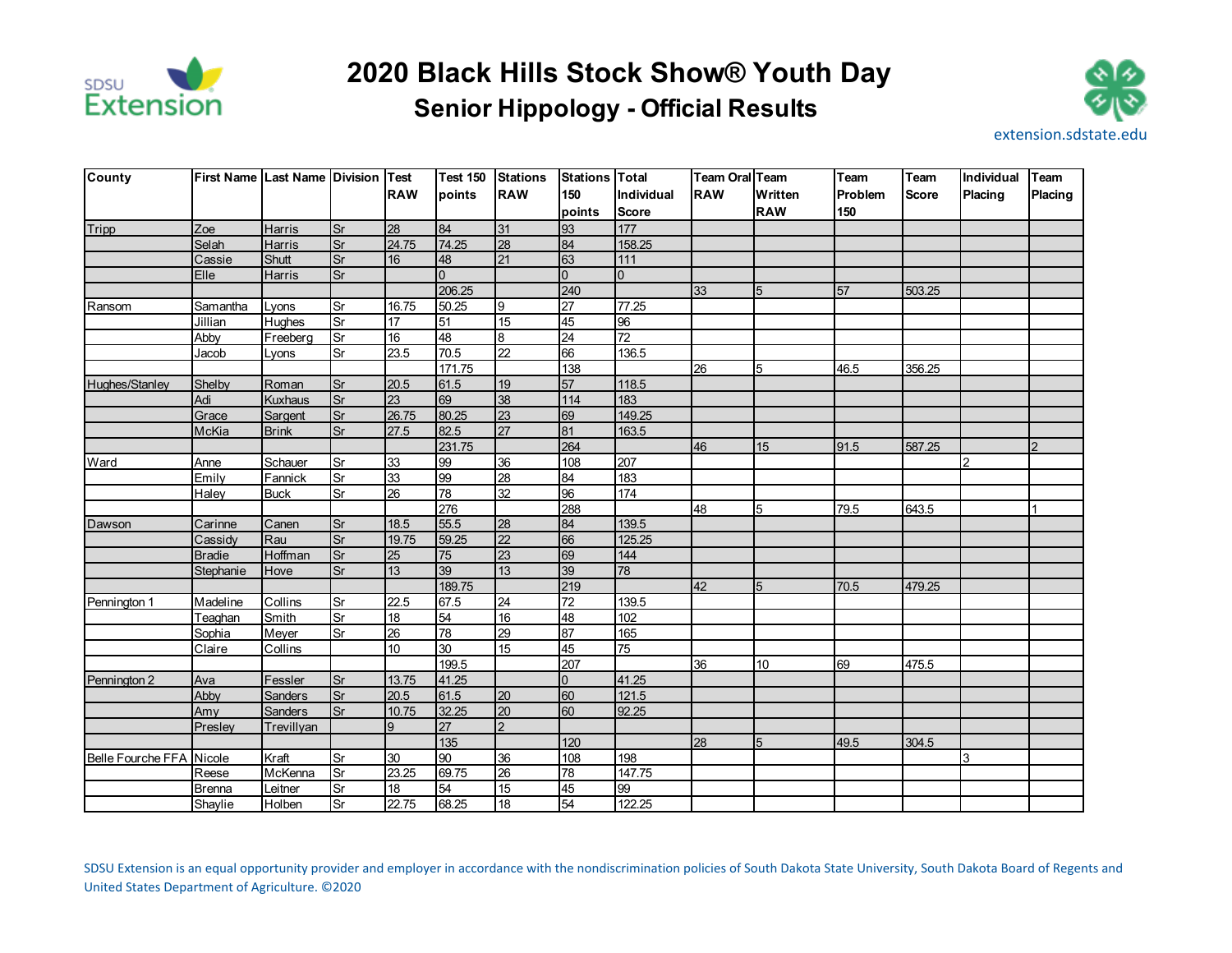# 2020 Black Hills Stock Show® Youth Day

## Senior Hippology - Official Results

extension.sdstate.edu

| County | First Name | Last Name | Division | Test RAW | Test 150 points | Stations RAW | Stations 150 points | Total Individual Score | Team Oral RAW | Team Written RAW | Team Problem 150 | Team Score | Individual Placing | Team Placing |
|---|---|---|---|---|---|---|---|---|---|---|---|---|---|---|
| Tripp | Zoe | Harris | Sr | 28 | 84 | 31 | 93 | 177 | | | | | | |
| | Selah | Harris | Sr | 24.75 | 74.25 | 28 | 84 | 158.25 | | | | | | |
| | Cassie | Shutt | Sr | 16 | 48 | 21 | 63 | 111 | | | | | | |
| | Elle | Harris | Sr | | 0 | | 0 | 0 | | | | | | |
| | | | | | 206.25 | | 240 | | 33 | 5 | 57 | 503.25 | | |
| Ransom | Samantha | Lyons | Sr | 16.75 | 50.25 | 9 | 27 | 77.25 | | | | | | |
| | Jillian | Hughes | Sr | 17 | 51 | 15 | 45 | 96 | | | | | | |
| | Abby | Freeberg | Sr | 16 | 48 | 8 | 24 | 72 | | | | | | |
| | Jacob | Lyons | Sr | 23.5 | 70.5 | 22 | 66 | 136.5 | | | | | | |
| | | | | | 171.75 | | 138 | | 26 | 5 | 46.5 | 356.25 | | |
| Hughes/Stanley | Shelby | Roman | Sr | 20.5 | 61.5 | 19 | 57 | 118.5 | | | | | | |
| | Adi | Kuxhaus | Sr | 23 | 69 | 38 | 114 | 183 | | | | | | |
| | Grace | Sargent | Sr | 26.75 | 80.25 | 23 | 69 | 149.25 | | | | | | |
| | McKia | Brink | Sr | 27.5 | 82.5 | 27 | 81 | 163.5 | | | | | | |
| | | | | | 231.75 | | 264 | | 46 | 15 | 91.5 | 587.25 | | 2 |
| Ward | Anne | Schauer | Sr | 33 | 99 | 36 | 108 | 207 | | | | | 2 | |
| | Emily | Fannick | Sr | 33 | 99 | 28 | 84 | 183 | | | | | | |
| | Haley | Buck | Sr | 26 | 78 | 32 | 96 | 174 | | | | | | |
| | | | | | 276 | | 288 | | 48 | 5 | 79.5 | 643.5 | | 1 |
| Dawson | Carinne | Canen | Sr | 18.5 | 55.5 | 28 | 84 | 139.5 | | | | | | |
| | Cassidy | Rau | Sr | 19.75 | 59.25 | 22 | 66 | 125.25 | | | | | | |
| | Bradie | Hoffman | Sr | 25 | 75 | 23 | 69 | 144 | | | | | | |
| | Stephanie | Hove | Sr | 13 | 39 | 13 | 39 | 78 | | | | | | |
| | | | | | 189.75 | | 219 | | 42 | 5 | 70.5 | 479.25 | | |
| Pennington 1 | Madeline | Collins | Sr | 22.5 | 67.5 | 24 | 72 | 139.5 | | | | | | |
| | Teaghan | Smith | Sr | 18 | 54 | 16 | 48 | 102 | | | | | | |
| | Sophia | Meyer | Sr | 26 | 78 | 29 | 87 | 165 | | | | | | |
| | Claire | Collins | | 10 | 30 | 15 | 45 | 75 | | | | | | |
| | | | | | 199.5 | | 207 | | 36 | 10 | 69 | 475.5 | | |
| Pennington 2 | Ava | Fessler | Sr | 13.75 | 41.25 | | 0 | 41.25 | | | | | | |
| | Abby | Sanders | Sr | 20.5 | 61.5 | 20 | 60 | 121.5 | | | | | | |
| | Amy | Sanders | Sr | 10.75 | 32.25 | 20 | 60 | 92.25 | | | | | | |
| | Presley | Trevillyan | | 9 | 27 | 2 | | | | | | | | |
| | | | | | 135 | | 120 | | 28 | 5 | 49.5 | 304.5 | | |
| Belle Fourche FFA | Nicole | Kraft | Sr | 30 | 90 | 36 | 108 | 198 | | | | | 3 | |
| | Reese | McKenna | Sr | 23.25 | 69.75 | 26 | 78 | 147.75 | | | | | | |
| | Brenna | Leitner | Sr | 18 | 54 | 15 | 45 | 99 | | | | | | |
| | Shaylie | Holben | Sr | 22.75 | 68.25 | 18 | 54 | 122.25 | | | | | | |

SDSU Extension is an equal opportunity provider and employer in accordance with the nondiscrimination policies of South Dakota State University, South Dakota Board of Regents and United States Department of Agriculture. ©2020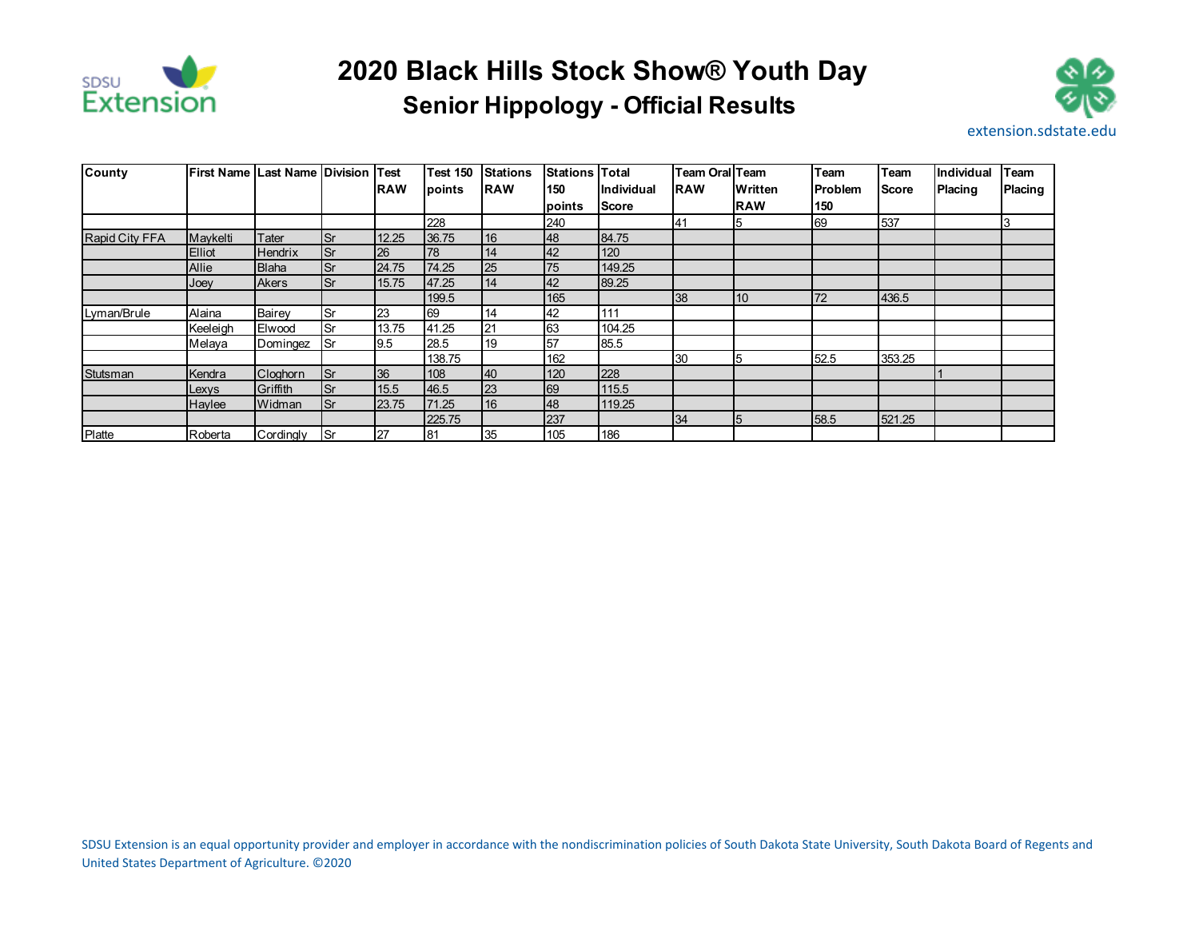# 2020 Black Hills Stock Show® Youth Day

## Senior Hippology - Official Results

| County | First Name | Last Name | Division | Test RAW | Test 150 points | Stations RAW | Stations 150 points | Total Individual Score | Team Oral RAW | Team Written RAW | Team Problem 150 | Team Score | Individual Placing | Team Placing |
|---|---|---|---|---|---|---|---|---|---|---|---|---|---|---|
| | | | | | 228 | | 240 | | 41 | 5 | 69 | 537 | | 3 |
| Rapid City FFA | Maykelti | Tater | Sr | 12.25 | 36.75 | 16 | 48 | 84.75 | | | | | | |
| | Elliot | Hendrix | Sr | 26 | 78 | 14 | 42 | 120 | | | | | | |
| | Allie | Blaha | Sr | 24.75 | 74.25 | 25 | 75 | 149.25 | | | | | | |
| | Joey | Akers | Sr | 15.75 | 47.25 | 14 | 42 | 89.25 | | | | | | |
| | | | | | 199.5 | | 165 | | 38 | 10 | 72 | 436.5 | | |
| Lyman/Brule | Alaina | Bairey | Sr | 23 | 69 | 14 | 42 | 111 | | | | | | |
| | Keeleigh | Elwood | Sr | 13.75 | 41.25 | 21 | 63 | 104.25 | | | | | | |
| | Melaya | Domingez | Sr | 9.5 | 28.5 | 19 | 57 | 85.5 | | | | | | |
| | | | | | 138.75 | | 162 | | 30 | 5 | 52.5 | 353.25 | | |
| Stutsman | Kendra | Cloghorn | Sr | 36 | 108 | 40 | 120 | 228 | | | | | 1 | |
| | Lexys | Griffith | Sr | 15.5 | 46.5 | 23 | 69 | 115.5 | | | | | | |
| | Haylee | Widman | Sr | 23.75 | 71.25 | 16 | 48 | 119.25 | | | | | | |
| | | | | | 225.75 | | 237 | | 34 | 5 | 58.5 | 521.25 | | |
| Platte | Roberta | Cordingly | Sr | 27 | 81 | 35 | 105 | 186 | | | | | | |

SDSU Extension is an equal opportunity provider and employer in accordance with the nondiscrimination policies of South Dakota State University, South Dakota Board of Regents and United States Department of Agriculture. ©2020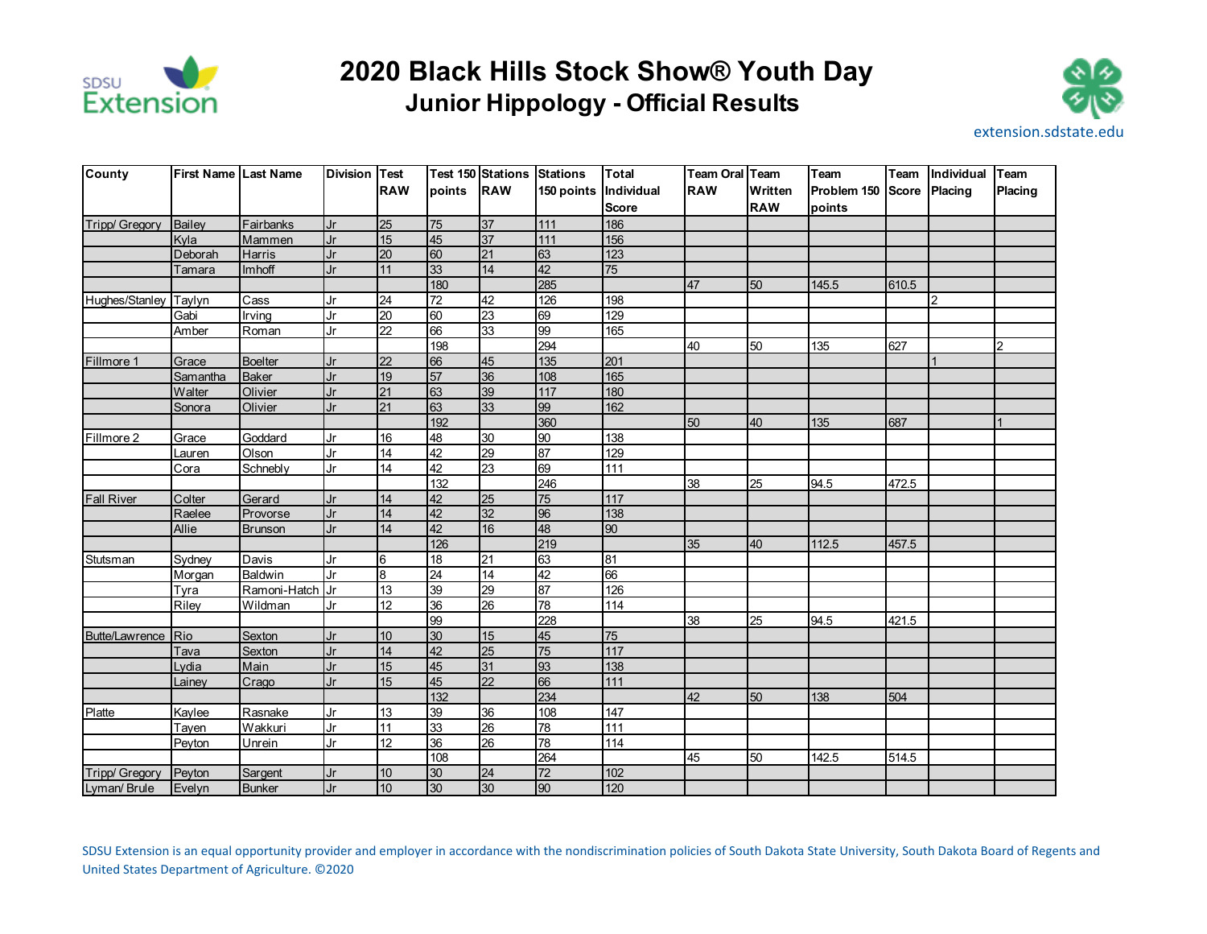# 2020 Black Hills Stock Show® Youth Day

## Junior Hippology - Official Results

extension.sdstate.edu

| County | First Name | Last Name | Division | Test RAW | Test 150 points | Stations RAW | Stations 150 points | Total Individual Score | Team Oral RAW | Team Written RAW | Team Problem 150 points | Team Score | Individual Placing | Team Placing |
|---|---|---|---|---|---|---|---|---|---|---|---|---|---|---|
| Tripp/ Gregory | Bailey | Fairbanks | Jr | 25 | 75 | 37 | 111 | 186 | | | | | | |
| | Kyla | Mammen | Jr | 15 | 45 | 37 | 111 | 156 | | | | | | |
| | Deborah | Harris | Jr | 20 | 60 | 21 | 63 | 123 | | | | | | |
| | Tamara | Imhoff | Jr | 11 | 33 | 14 | 42 | 75 | | | | | | |
| | | | | | 180 | | 285 | | 47 | 50 | 145.5 | 610.5 | | |
| Hughes/Stanley | Taylyn | Cass | Jr | 24 | 72 | 42 | 126 | 198 | | | | | 2 | |
| | Gabi | Irving | Jr | 20 | 60 | 23 | 69 | 129 | | | | | | |
| | Amber | Roman | Jr | 22 | 66 | 33 | 99 | 165 | | | | | | |
| | | | | | 198 | | 294 | | 40 | 50 | 135 | 627 | | 2 |
| Fillmore 1 | Grace | Boelter | Jr | 22 | 66 | 45 | 135 | 201 | | | | | 1 | |
| | Samantha | Baker | Jr | 19 | 57 | 36 | 108 | 165 | | | | | | |
| | Walter | Olivier | Jr | 21 | 63 | 39 | 117 | 180 | | | | | | |
| | Sonora | Olivier | Jr | 21 | 63 | 33 | 99 | 162 | | | | | | |
| | | | | | 192 | | 360 | | 50 | 40 | 135 | 687 | | 1 |
| Fillmore 2 | Grace | Goddard | Jr | 16 | 48 | 30 | 90 | 138 | | | | | | |
| | Lauren | Olson | Jr | 14 | 42 | 29 | 87 | 129 | | | | | | |
| | Cora | Schnebly | Jr | 14 | 42 | 23 | 69 | 111 | | | | | | |
| | | | | | 132 | | 246 | | 38 | 25 | 94.5 | 472.5 | | |
| Fall River | Colter | Gerard | Jr | 14 | 42 | 25 | 75 | 117 | | | | | | |
| | Raelee | Provorse | Jr | 14 | 42 | 32 | 96 | 138 | | | | | | |
| | Allie | Brunson | Jr | 14 | 42 | 16 | 48 | 90 | | | | | | |
| | | | | | 126 | | 219 | | 35 | 40 | 112.5 | 457.5 | | |
| Stutsman | Sydney | Davis | Jr | 6 | 18 | 21 | 63 | 81 | | | | | | |
| | Morgan | Baldwin | Jr | 8 | 24 | 14 | 42 | 66 | | | | | | |
| | Tyra | Ramoni-Hatch | Jr | 13 | 39 | 29 | 87 | 126 | | | | | | |
| | Riley | Wildman | Jr | 12 | 36 | 26 | 78 | 114 | | | | | | |
| | | | | | 99 | | 228 | | 38 | 25 | 94.5 | 421.5 | | |
| Butte/Lawrence | Rio | Sexton | Jr | 10 | 30 | 15 | 45 | 75 | | | | | | |
| | Tava | Sexton | Jr | 14 | 42 | 25 | 75 | 117 | | | | | | |
| | Lydia | Main | Jr | 15 | 45 | 31 | 93 | 138 | | | | | | |
| | Lainey | Crago | Jr | 15 | 45 | 22 | 66 | 111 | | | | | | |
| | | | | | 132 | | 234 | | 42 | 50 | 138 | 504 | | |
| Platte | Kaylee | Rasnake | Jr | 13 | 39 | 36 | 108 | 147 | | | | | | |
| | Tayen | Wakkuri | Jr | 11 | 33 | 26 | 78 | 111 | | | | | | |
| | Peyton | Unrein | Jr | 12 | 36 | 26 | 78 | 114 | | | | | | |
| | | | | | 108 | | 264 | | 45 | 50 | 142.5 | 514.5 | | |
| Tripp/ Gregory | Peyton | Sargent | Jr | 10 | 30 | 24 | 72 | 102 | | | | | | |
| Lyman/ Brule | Evelyn | Bunker | Jr | 10 | 30 | 30 | 90 | 120 | | | | | | |

SDSU Extension is an equal opportunity provider and employer in accordance with the nondiscrimination policies of South Dakota State University, South Dakota Board of Regents and United States Department of Agriculture. ©2020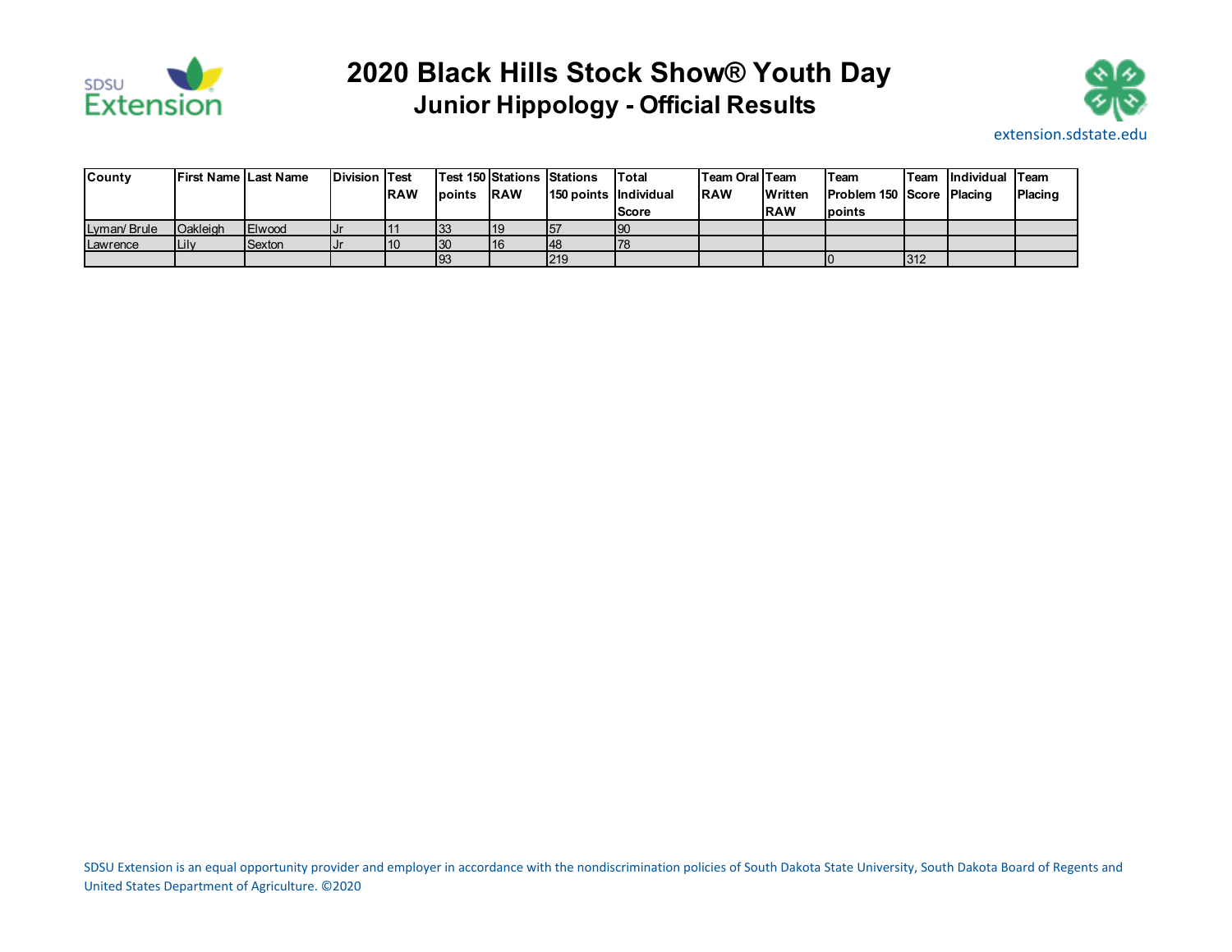# 2020 Black Hills Stock Show® Youth Day

## Junior Hippology - Official Results

extension.sdstate.edu

| County | First Name | Last Name | Division | Test RAW | Test 150 points | Stations RAW | Stations 150 points | Total Individual Score | Team Oral RAW | Team Written RAW | Team Problem 150 points | Team Score | Individual Placing | Team Placing |
|---|---|---|---|---|---|---|---|---|---|---|---|---|---|---|
| Lyman/ Brule | Oakleigh | Elwood | Jr | 11 | 33 | 19 | 57 | 90 | | | | | | |
| Lawrence | Lily | Sexton | Jr | 10 | 30 | 16 | 48 | 78 | | | | | | |
| | | | | | 93 | | 219 | | | | 0 | 312 | | |

SDSU Extension is an equal opportunity provider and employer in accordance with the nondiscrimination policies of South Dakota State University, South Dakota Board of Regents and United States Department of Agriculture. ©2020